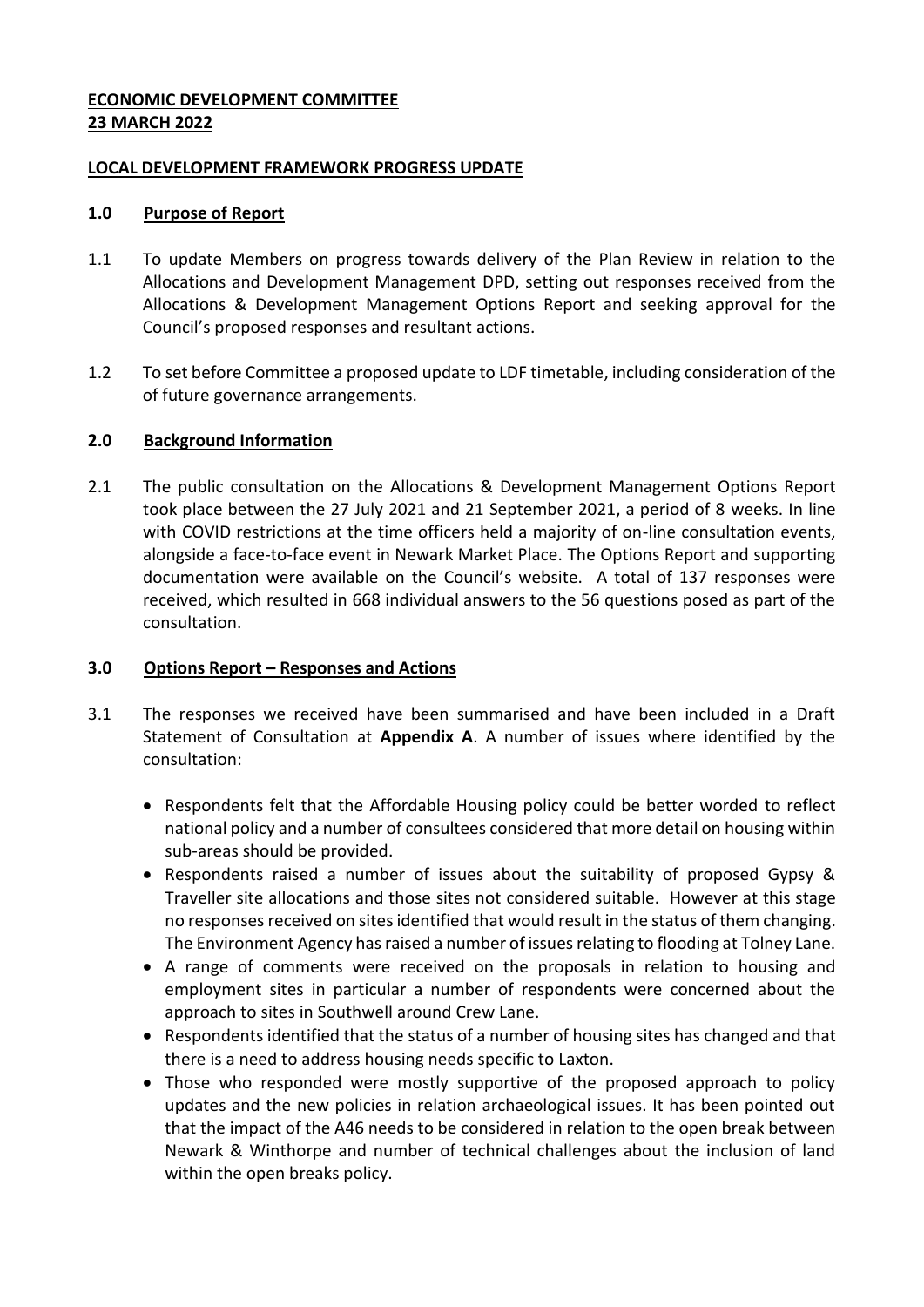**ECONOMIC DEVELOPMENT COMMITTEE**
**23 MARCH 2022**

**LOCAL DEVELOPMENT FRAMEWORK PROGRESS UPDATE**

## 1.0 Purpose of Report

1.1 To update Members on progress towards delivery of the Plan Review in relation to the Allocations and Development Management DPD, setting out responses received from the Allocations & Development Management Options Report and seeking approval for the Council's proposed responses and resultant actions.

1.2 To set before Committee a proposed update to LDF timetable, including consideration of the of future governance arrangements.

## 2.0 Background Information

2.1 The public consultation on the Allocations & Development Management Options Report took place between the 27 July 2021 and 21 September 2021, a period of 8 weeks. In line with COVID restrictions at the time officers held a majority of on-line consultation events, alongside a face-to-face event in Newark Market Place. The Options Report and supporting documentation were available on the Council's website. A total of 137 responses were received, which resulted in 668 individual answers to the 56 questions posed as part of the consultation.

## 3.0 Options Report – Responses and Actions

3.1 The responses we received have been summarised and have been included in a Draft Statement of Consultation at **Appendix A**. A number of issues where identified by the consultation:

- Respondents felt that the Affordable Housing policy could be better worded to reflect national policy and a number of consultees considered that more detail on housing within sub-areas should be provided.
- Respondents raised a number of issues about the suitability of proposed Gypsy & Traveller site allocations and those sites not considered suitable. However at this stage no responses received on sites identified that would result in the status of them changing. The Environment Agency has raised a number of issues relating to flooding at Tolney Lane.
- A range of comments were received on the proposals in relation to housing and employment sites in particular a number of respondents were concerned about the approach to sites in Southwell around Crew Lane.
- Respondents identified that the status of a number of housing sites has changed and that there is a need to address housing needs specific to Laxton.
- Those who responded were mostly supportive of the proposed approach to policy updates and the new policies in relation archaeological issues. It has been pointed out that the impact of the A46 needs to be considered in relation to the open break between Newark & Winthorpe and number of technical challenges about the inclusion of land within the open breaks policy.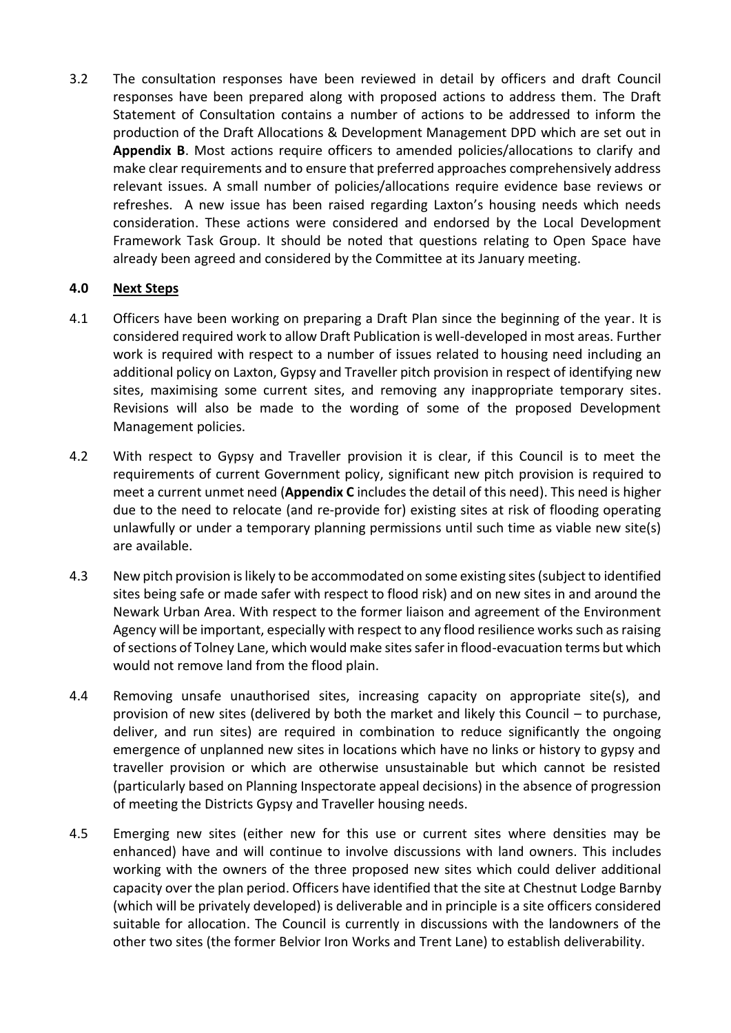3.2 The consultation responses have been reviewed in detail by officers and draft Council responses have been prepared along with proposed actions to address them. The Draft Statement of Consultation contains a number of actions to be addressed to inform the production of the Draft Allocations & Development Management DPD which are set out in **Appendix B**. Most actions require officers to amended policies/allocations to clarify and make clear requirements and to ensure that preferred approaches comprehensively address relevant issues. A small number of policies/allocations require evidence base reviews or refreshes. A new issue has been raised regarding Laxton's housing needs which needs consideration. These actions were considered and endorsed by the Local Development Framework Task Group. It should be noted that questions relating to Open Space have already been agreed and considered by the Committee at its January meeting.

## 4.0 Next Steps

4.1 Officers have been working on preparing a Draft Plan since the beginning of the year. It is considered required work to allow Draft Publication is well-developed in most areas. Further work is required with respect to a number of issues related to housing need including an additional policy on Laxton, Gypsy and Traveller pitch provision in respect of identifying new sites, maximising some current sites, and removing any inappropriate temporary sites. Revisions will also be made to the wording of some of the proposed Development Management policies.

4.2 With respect to Gypsy and Traveller provision it is clear, if this Council is to meet the requirements of current Government policy, significant new pitch provision is required to meet a current unmet need (**Appendix C** includes the detail of this need). This need is higher due to the need to relocate (and re-provide for) existing sites at risk of flooding operating unlawfully or under a temporary planning permissions until such time as viable new site(s) are available.

4.3 New pitch provision is likely to be accommodated on some existing sites (subject to identified sites being safe or made safer with respect to flood risk) and on new sites in and around the Newark Urban Area. With respect to the former liaison and agreement of the Environment Agency will be important, especially with respect to any flood resilience works such as raising of sections of Tolney Lane, which would make sites safer in flood-evacuation terms but which would not remove land from the flood plain.

4.4 Removing unsafe unauthorised sites, increasing capacity on appropriate site(s), and provision of new sites (delivered by both the market and likely this Council – to purchase, deliver, and run sites) are required in combination to reduce significantly the ongoing emergence of unplanned new sites in locations which have no links or history to gypsy and traveller provision or which are otherwise unsustainable but which cannot be resisted (particularly based on Planning Inspectorate appeal decisions) in the absence of progression of meeting the Districts Gypsy and Traveller housing needs.

4.5 Emerging new sites (either new for this use or current sites where densities may be enhanced) have and will continue to involve discussions with land owners. This includes working with the owners of the three proposed new sites which could deliver additional capacity over the plan period. Officers have identified that the site at Chestnut Lodge Barnby (which will be privately developed) is deliverable and in principle is a site officers considered suitable for allocation. The Council is currently in discussions with the landowners of the other two sites (the former Belvior Iron Works and Trent Lane) to establish deliverability.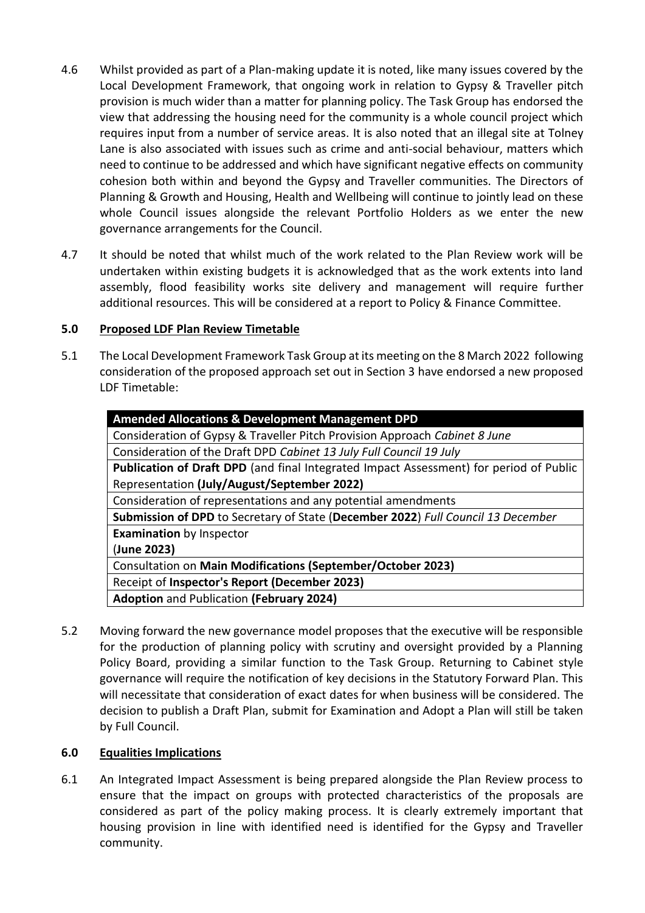4.6 Whilst provided as part of a Plan-making update it is noted, like many issues covered by the Local Development Framework, that ongoing work in relation to Gypsy & Traveller pitch provision is much wider than a matter for planning policy. The Task Group has endorsed the view that addressing the housing need for the community is a whole council project which requires input from a number of service areas. It is also noted that an illegal site at Tolney Lane is also associated with issues such as crime and anti-social behaviour, matters which need to continue to be addressed and which have significant negative effects on community cohesion both within and beyond the Gypsy and Traveller communities. The Directors of Planning & Growth and Housing, Health and Wellbeing will continue to jointly lead on these whole Council issues alongside the relevant Portfolio Holders as we enter the new governance arrangements for the Council.

4.7 It should be noted that whilst much of the work related to the Plan Review work will be undertaken within existing budgets it is acknowledged that as the work extents into land assembly, flood feasibility works site delivery and management will require further additional resources. This will be considered at a report to Policy & Finance Committee.

## 5.0 Proposed LDF Plan Review Timetable

5.1 The Local Development Framework Task Group at its meeting on the 8 March 2022 following consideration of the proposed approach set out in Section 3 have endorsed a new proposed LDF Timetable:

| **Amended Allocations & Development Management DPD** |
|---|
| Consideration of Gypsy & Traveller Pitch Provision Approach *Cabinet 8 June* |
| Consideration of the Draft DPD *Cabinet 13 July Full Council 19 July* |
| **Publication of Draft DPD** (and final Integrated Impact Assessment) for period of Public Representation **(July/August/September 2022)** |
| Consideration of representations and any potential amendments |
| **Submission of DPD** to Secretary of State (**December 2022**) *Full Council 13 December* |
| **Examination** by Inspector (**June 2023)** |
| Consultation on **Main Modifications (September/October 2023)** |
| Receipt of **Inspector's Report (December 2023)** |
| **Adoption** and Publication **(February 2024)** |

5.2 Moving forward the new governance model proposes that the executive will be responsible for the production of planning policy with scrutiny and oversight provided by a Planning Policy Board, providing a similar function to the Task Group. Returning to Cabinet style governance will require the notification of key decisions in the Statutory Forward Plan. This will necessitate that consideration of exact dates for when business will be considered. The decision to publish a Draft Plan, submit for Examination and Adopt a Plan will still be taken by Full Council.

## 6.0 Equalities Implications

6.1 An Integrated Impact Assessment is being prepared alongside the Plan Review process to ensure that the impact on groups with protected characteristics of the proposals are considered as part of the policy making process. It is clearly extremely important that housing provision in line with identified need is identified for the Gypsy and Traveller community.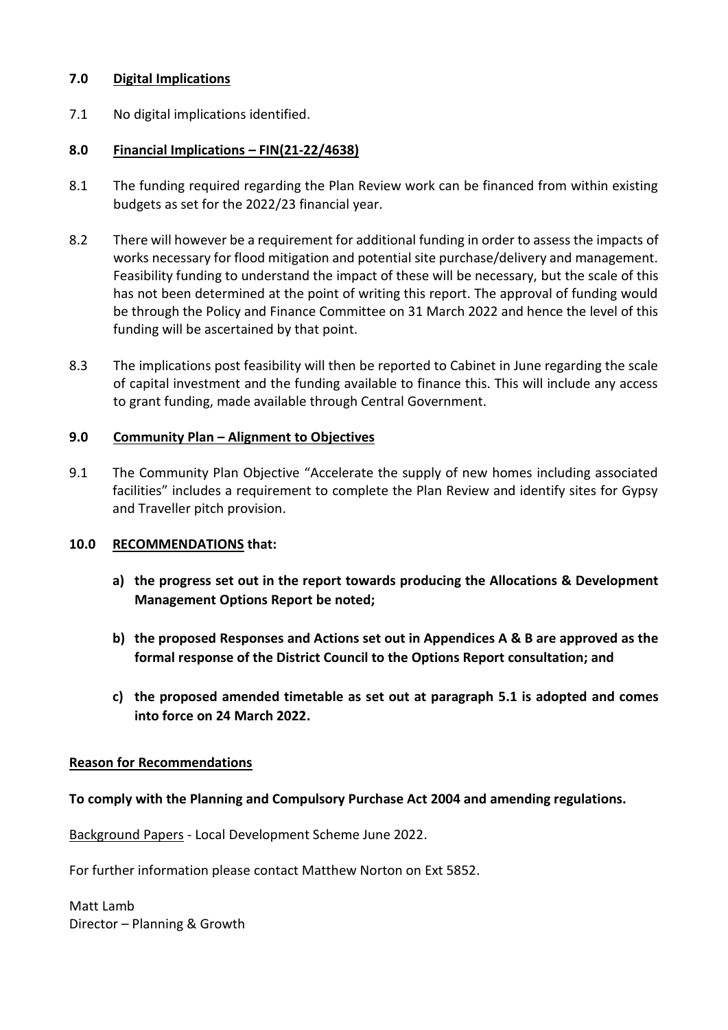## 7.0 Digital Implications

7.1 No digital implications identified.

## 8.0 Financial Implications – FIN(21-22/4638)

8.1 The funding required regarding the Plan Review work can be financed from within existing budgets as set for the 2022/23 financial year.

8.2 There will however be a requirement for additional funding in order to assess the impacts of works necessary for flood mitigation and potential site purchase/delivery and management. Feasibility funding to understand the impact of these will be necessary, but the scale of this has not been determined at the point of writing this report. The approval of funding would be through the Policy and Finance Committee on 31 March 2022 and hence the level of this funding will be ascertained by that point.

8.3 The implications post feasibility will then be reported to Cabinet in June regarding the scale of capital investment and the funding available to finance this. This will include any access to grant funding, made available through Central Government.

## 9.0 Community Plan – Alignment to Objectives

9.1 The Community Plan Objective "Accelerate the supply of new homes including associated facilities" includes a requirement to complete the Plan Review and identify sites for Gypsy and Traveller pitch provision.

## 10.0 RECOMMENDATIONS that:

**a) the progress set out in the report towards producing the Allocations & Development Management Options Report be noted;**

**b) the proposed Responses and Actions set out in Appendices A & B are approved as the formal response of the District Council to the Options Report consultation; and**

**c) the proposed amended timetable as set out at paragraph 5.1 is adopted and comes into force on 24 March 2022.**

**Reason for Recommendations**

**To comply with the Planning and Compulsory Purchase Act 2004 and amending regulations.**

Background Papers - Local Development Scheme June 2022.

For further information please contact Matthew Norton on Ext 5852.

Matt Lamb
Director – Planning & Growth